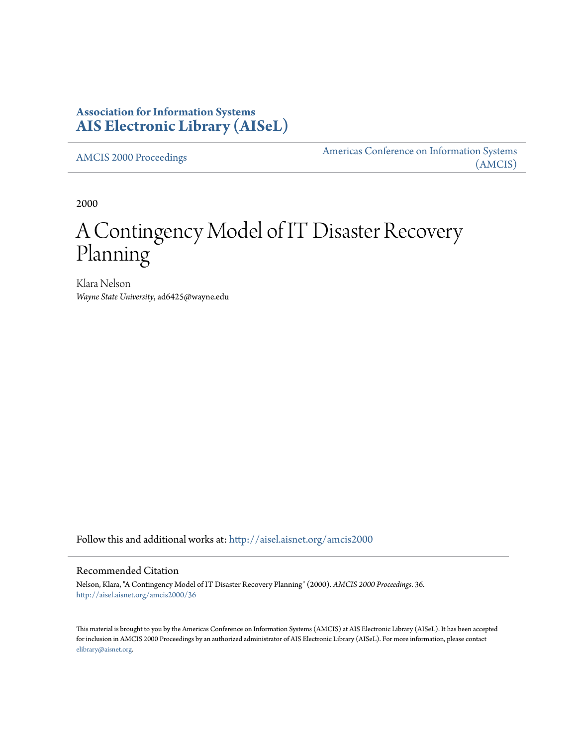**Association for Information Systems**
**AIS Electronic Library (AISeL)**

AMCIS 2000 Proceedings

Americas Conference on Information Systems (AMCIS)

2000

# A Contingency Model of IT Disaster Recovery Planning

Klara Nelson
*Wayne State University*, ad6425@wayne.edu

Follow this and additional works at: http://aisel.aisnet.org/amcis2000

## Recommended Citation

Nelson, Klara, "A Contingency Model of IT Disaster Recovery Planning" (2000). *AMCIS 2000 Proceedings*. 36.
http://aisel.aisnet.org/amcis2000/36

This material is brought to you by the Americas Conference on Information Systems (AMCIS) at AIS Electronic Library (AISeL). It has been accepted for inclusion in AMCIS 2000 Proceedings by an authorized administrator of AIS Electronic Library (AISeL). For more information, please contact elibrary@aisnet.org.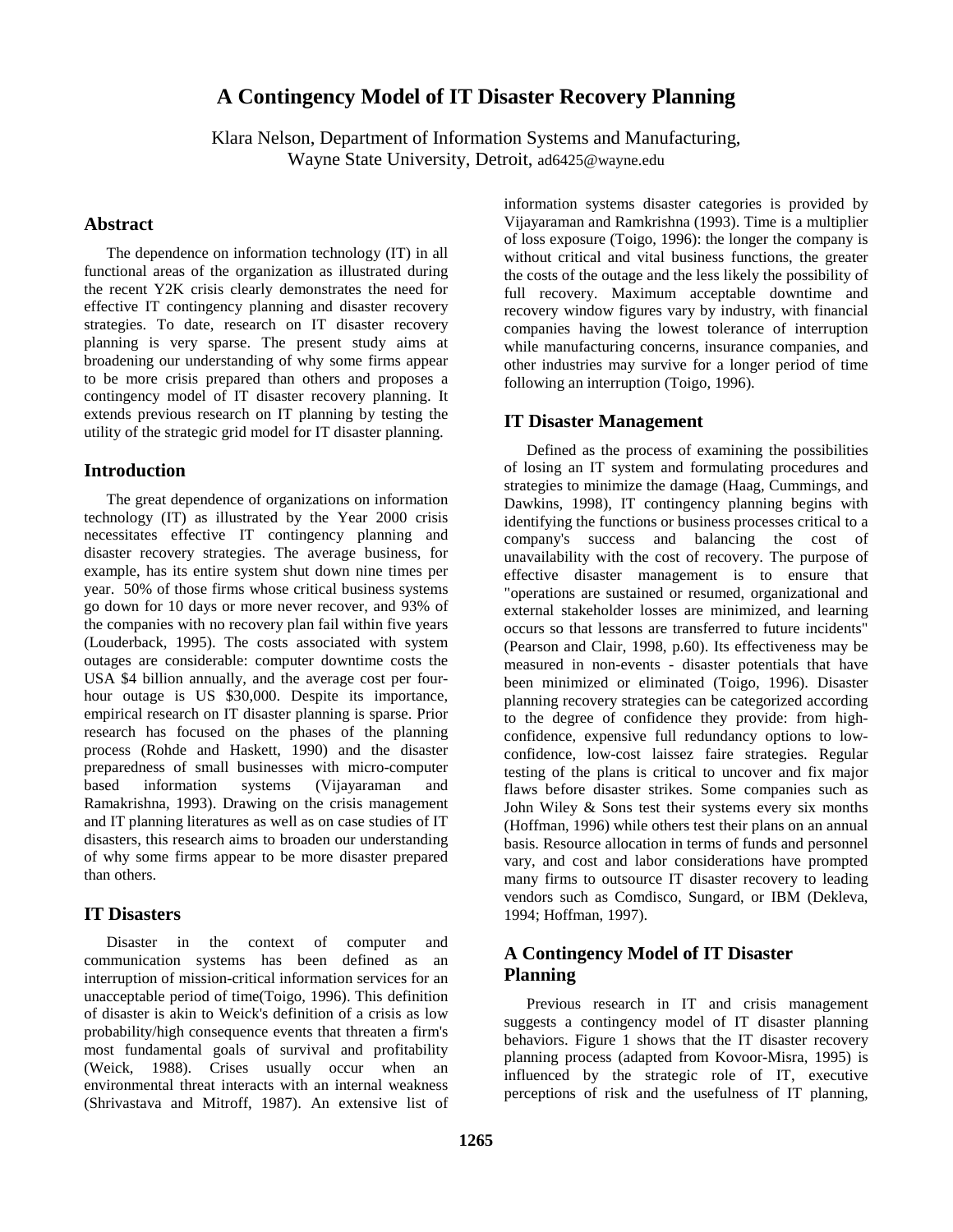# A Contingency Model of IT Disaster Recovery Planning

Klara Nelson, Department of Information Systems and Manufacturing, Wayne State University, Detroit, ad6425@wayne.edu

## Abstract

The dependence on information technology (IT) in all functional areas of the organization as illustrated during the recent Y2K crisis clearly demonstrates the need for effective IT contingency planning and disaster recovery strategies. To date, research on IT disaster recovery planning is very sparse. The present study aims at broadening our understanding of why some firms appear to be more crisis prepared than others and proposes a contingency model of IT disaster recovery planning. It extends previous research on IT planning by testing the utility of the strategic grid model for IT disaster planning.

## Introduction

The great dependence of organizations on information technology (IT) as illustrated by the Year 2000 crisis necessitates effective IT contingency planning and disaster recovery strategies. The average business, for example, has its entire system shut down nine times per year. 50% of those firms whose critical business systems go down for 10 days or more never recover, and 93% of the companies with no recovery plan fail within five years (Louderback, 1995). The costs associated with system outages are considerable: computer downtime costs the USA $4 billion annually, and the average cost per four-hour outage is US $30,000. Despite its importance, empirical research on IT disaster planning is sparse. Prior research has focused on the phases of the planning process (Rohde and Haskett, 1990) and the disaster preparedness of small businesses with micro-computer based information systems (Vijayaraman and Ramakrishna, 1993). Drawing on the crisis management and IT planning literatures as well as on case studies of IT disasters, this research aims to broaden our understanding of why some firms appear to be more disaster prepared than others.

## IT Disasters

Disaster in the context of computer and communication systems has been defined as an interruption of mission-critical information services for an unacceptable period of time(Toigo, 1996). This definition of disaster is akin to Weick's definition of a crisis as low probability/high consequence events that threaten a firm's most fundamental goals of survival and profitability (Weick, 1988). Crises usually occur when an environmental threat interacts with an internal weakness (Shrivastava and Mitroff, 1987). An extensive list of information systems disaster categories is provided by Vijayaraman and Ramkrishna (1993). Time is a multiplier of loss exposure (Toigo, 1996): the longer the company is without critical and vital business functions, the greater the costs of the outage and the less likely the possibility of full recovery. Maximum acceptable downtime and recovery window figures vary by industry, with financial companies having the lowest tolerance of interruption while manufacturing concerns, insurance companies, and other industries may survive for a longer period of time following an interruption (Toigo, 1996).

## IT Disaster Management

Defined as the process of examining the possibilities of losing an IT system and formulating procedures and strategies to minimize the damage (Haag, Cummings, and Dawkins, 1998), IT contingency planning begins with identifying the functions or business processes critical to a company's success and balancing the cost of unavailability with the cost of recovery. The purpose of effective disaster management is to ensure that "operations are sustained or resumed, organizational and external stakeholder losses are minimized, and learning occurs so that lessons are transferred to future incidents" (Pearson and Clair, 1998, p.60). Its effectiveness may be measured in non-events - disaster potentials that have been minimized or eliminated (Toigo, 1996). Disaster planning recovery strategies can be categorized according to the degree of confidence they provide: from high-confidence, expensive full redundancy options to low-confidence, low-cost laissez faire strategies. Regular testing of the plans is critical to uncover and fix major flaws before disaster strikes. Some companies such as John Wiley & Sons test their systems every six months (Hoffman, 1996) while others test their plans on an annual basis. Resource allocation in terms of funds and personnel vary, and cost and labor considerations have prompted many firms to outsource IT disaster recovery to leading vendors such as Comdisco, Sungard, or IBM (Dekleva, 1994; Hoffman, 1997).

## A Contingency Model of IT Disaster Planning

Previous research in IT and crisis management suggests a contingency model of IT disaster planning behaviors. Figure 1 shows that the IT disaster recovery planning process (adapted from Kovoor-Misra, 1995) is influenced by the strategic role of IT, executive perceptions of risk and the usefulness of IT planning,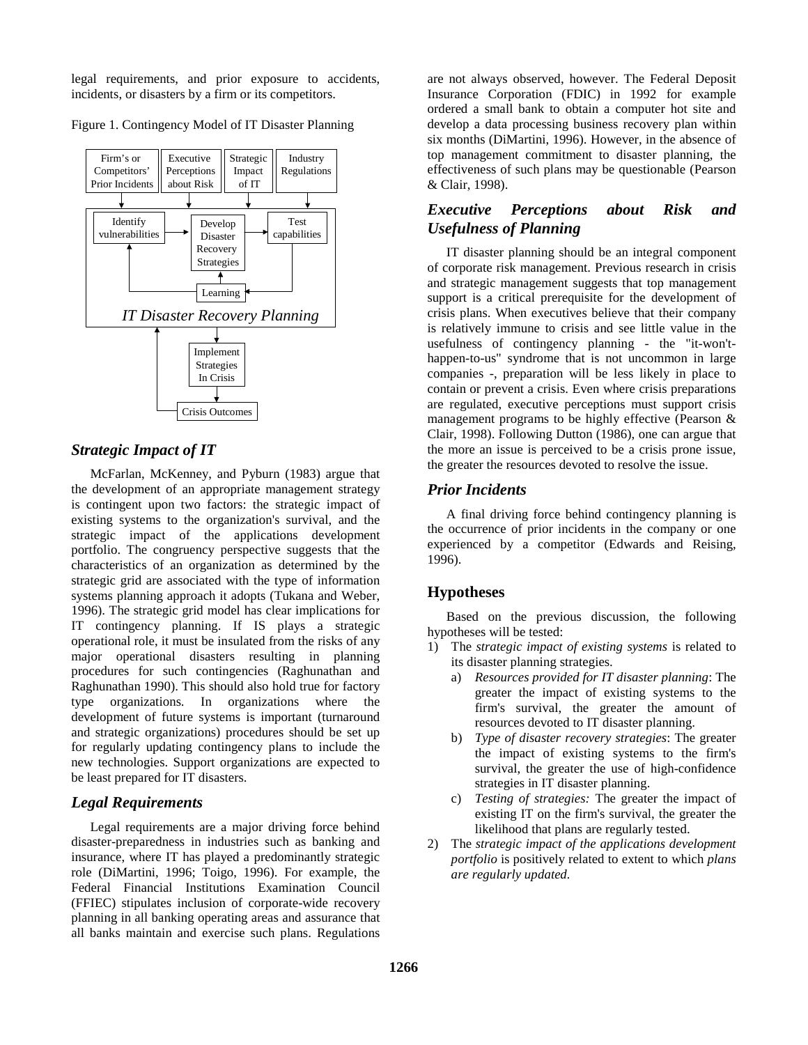legal requirements, and prior exposure to accidents, incidents, or disasters by a firm or its competitors.

Figure 1. Contingency Model of IT Disaster Planning

### *Strategic Impact of IT*

McFarlan, McKenney, and Pyburn (1983) argue that the development of an appropriate management strategy is contingent upon two factors: the strategic impact of existing systems to the organization's survival, and the strategic impact of the applications development portfolio. The congruency perspective suggests that the characteristics of an organization as determined by the strategic grid are associated with the type of information systems planning approach it adopts (Tukana and Weber, 1996). The strategic grid model has clear implications for IT contingency planning. If IS plays a strategic operational role, it must be insulated from the risks of any major operational disasters resulting in planning procedures for such contingencies (Raghunathan and Raghunathan 1990). This should also hold true for factory type organizations. In organizations where the development of future systems is important (turnaround and strategic organizations) procedures should be set up for regularly updating contingency plans to include the new technologies. Support organizations are expected to be least prepared for IT disasters.

### *Legal Requirements*

Legal requirements are a major driving force behind disaster-preparedness in industries such as banking and insurance, where IT has played a predominantly strategic role (DiMartini, 1996; Toigo, 1996). For example, the Federal Financial Institutions Examination Council (FFIEC) stipulates inclusion of corporate-wide recovery planning in all banking operating areas and assurance that all banks maintain and exercise such plans. Regulations are not always observed, however. The Federal Deposit Insurance Corporation (FDIC) in 1992 for example ordered a small bank to obtain a computer hot site and develop a data processing business recovery plan within six months (DiMartini, 1996). However, in the absence of top management commitment to disaster planning, the effectiveness of such plans may be questionable (Pearson & Clair, 1998).

### *Executive Perceptions about Risk and Usefulness of Planning*

IT disaster planning should be an integral component of corporate risk management. Previous research in crisis and strategic management suggests that top management support is a critical prerequisite for the development of crisis plans. When executives believe that their company is relatively immune to crisis and see little value in the usefulness of contingency planning - the "it-won't-happen-to-us" syndrome that is not uncommon in large companies -, preparation will be less likely in place to contain or prevent a crisis. Even where crisis preparations are regulated, executive perceptions must support crisis management programs to be highly effective (Pearson & Clair, 1998). Following Dutton (1986), one can argue that the more an issue is perceived to be a crisis prone issue, the greater the resources devoted to resolve the issue.

### *Prior Incidents*

A final driving force behind contingency planning is the occurrence of prior incidents in the company or one experienced by a competitor (Edwards and Reising, 1996).

## Hypotheses

Based on the previous discussion, the following hypotheses will be tested:

1) The *strategic impact of existing systems* is related to its disaster planning strategies.
   a) *Resources provided for IT disaster planning*: The greater the impact of existing systems to the firm's survival, the greater the amount of resources devoted to IT disaster planning.
   b) *Type of disaster recovery strategies*: The greater the impact of existing systems to the firm's survival, the greater the use of high-confidence strategies in IT disaster planning.
   c) *Testing of strategies:* The greater the impact of existing IT on the firm's survival, the greater the likelihood that plans are regularly tested.
2) The *strategic impact of the applications development portfolio* is positively related to extent to which *plans are regularly updated.*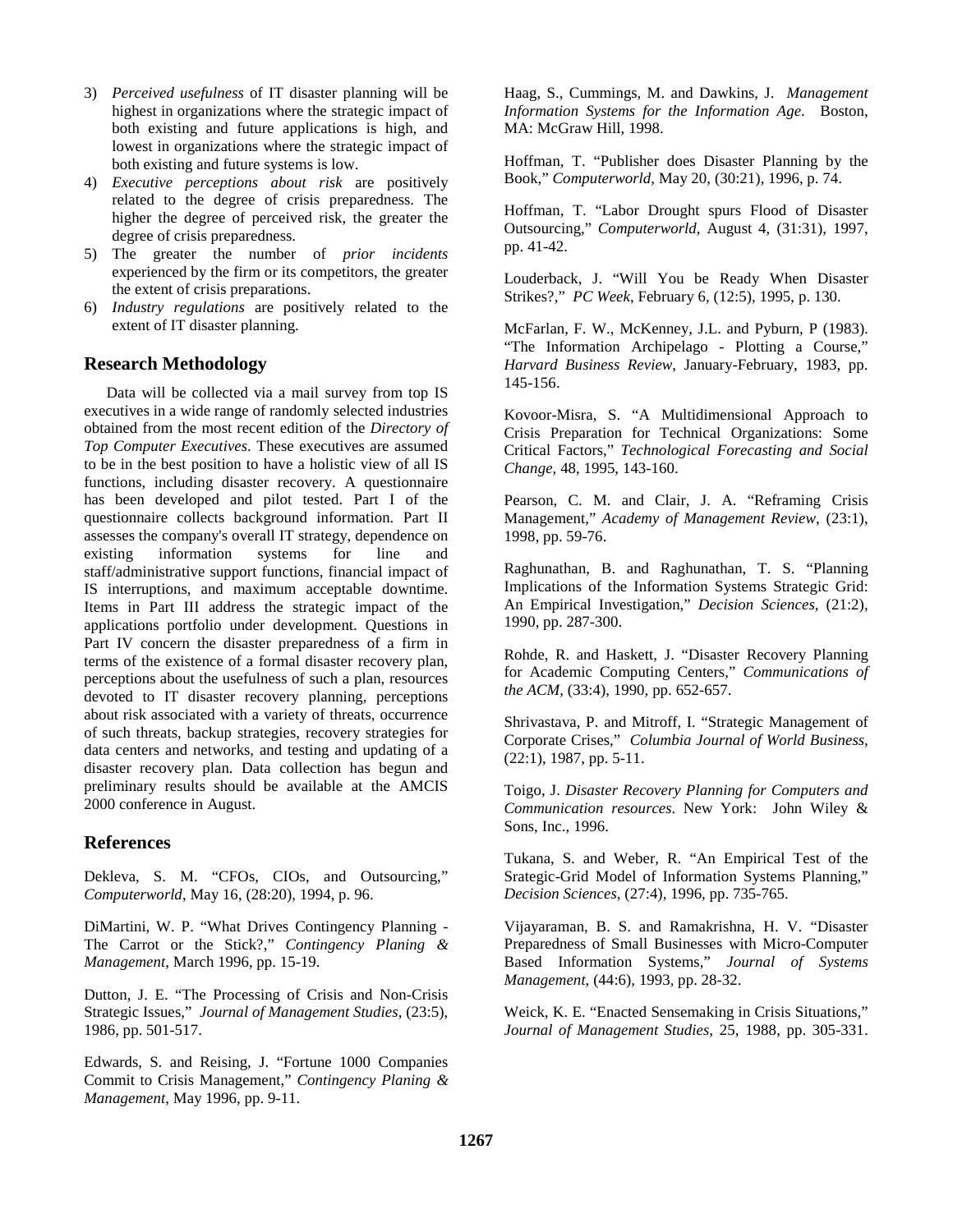3) *Perceived usefulness* of IT disaster planning will be highest in organizations where the strategic impact of both existing and future applications is high, and lowest in organizations where the strategic impact of both existing and future systems is low.
4) *Executive perceptions about risk* are positively related to the degree of crisis preparedness. The higher the degree of perceived risk, the greater the degree of crisis preparedness.
5) The greater the number of *prior incidents* experienced by the firm or its competitors, the greater the extent of crisis preparations.
6) *Industry regulations* are positively related to the extent of IT disaster planning.

## Research Methodology

Data will be collected via a mail survey from top IS executives in a wide range of randomly selected industries obtained from the most recent edition of the *Directory of Top Computer Executives*. These executives are assumed to be in the best position to have a holistic view of all IS functions, including disaster recovery. A questionnaire has been developed and pilot tested. Part I of the questionnaire collects background information. Part II assesses the company's overall IT strategy, dependence on existing information systems for line and staff/administrative support functions, financial impact of IS interruptions, and maximum acceptable downtime. Items in Part III address the strategic impact of the applications portfolio under development. Questions in Part IV concern the disaster preparedness of a firm in terms of the existence of a formal disaster recovery plan, perceptions about the usefulness of such a plan, resources devoted to IT disaster recovery planning, perceptions about risk associated with a variety of threats, occurrence of such threats, backup strategies, recovery strategies for data centers and networks, and testing and updating of a disaster recovery plan. Data collection has begun and preliminary results should be available at the AMCIS 2000 conference in August.

## References

Dekleva, S. M. "CFOs, CIOs, and Outsourcing," *Computerworld*, May 16, (28:20), 1994, p. 96.

DiMartini, W. P. "What Drives Contingency Planning - The Carrot or the Stick?," *Contingency Planing & Management*, March 1996, pp. 15-19.

Dutton, J. E. "The Processing of Crisis and Non-Crisis Strategic Issues," *Journal of Management Studies*, (23:5), 1986, pp. 501-517.

Edwards, S. and Reising, J. "Fortune 1000 Companies Commit to Crisis Management," *Contingency Planing & Management*, May 1996, pp. 9-11.

Haag, S., Cummings, M. and Dawkins, J. *Management Information Systems for the Information Age.* Boston, MA: McGraw Hill, 1998.

Hoffman, T. "Publisher does Disaster Planning by the Book," *Computerworld*, May 20, (30:21), 1996, p. 74.

Hoffman, T. "Labor Drought spurs Flood of Disaster Outsourcing," *Computerworld*, August 4, (31:31), 1997, pp. 41-42.

Louderback, J. "Will You be Ready When Disaster Strikes?," *PC Week*, February 6, (12:5), 1995, p. 130.

McFarlan, F. W., McKenney, J.L. and Pyburn, P (1983). "The Information Archipelago - Plotting a Course," *Harvard Business Review*, January-February, 1983, pp. 145-156.

Kovoor-Misra, S. "A Multidimensional Approach to Crisis Preparation for Technical Organizations: Some Critical Factors," *Technological Forecasting and Social Change*, 48, 1995, 143-160.

Pearson, C. M. and Clair, J. A. "Reframing Crisis Management," *Academy of Management Review*, (23:1), 1998, pp. 59-76.

Raghunathan, B. and Raghunathan, T. S. "Planning Implications of the Information Systems Strategic Grid: An Empirical Investigation," *Decision Sciences*, (21:2), 1990, pp. 287-300.

Rohde, R. and Haskett, J. "Disaster Recovery Planning for Academic Computing Centers," *Communications of the ACM*, (33:4), 1990, pp. 652-657.

Shrivastava, P. and Mitroff, I. "Strategic Management of Corporate Crises," *Columbia Journal of World Business*, (22:1), 1987, pp. 5-11.

Toigo, J. *Disaster Recovery Planning for Computers and Communication resources*. New York: John Wiley & Sons, Inc., 1996.

Tukana, S. and Weber, R. "An Empirical Test of the Srategic-Grid Model of Information Systems Planning," *Decision Sciences*, (27:4), 1996, pp. 735-765.

Vijayaraman, B. S. and Ramakrishna, H. V. "Disaster Preparedness of Small Businesses with Micro-Computer Based Information Systems," *Journal of Systems Management*, (44:6), 1993, pp. 28-32.

Weick, K. E. "Enacted Sensemaking in Crisis Situations," *Journal of Management Studies*, 25, 1988, pp. 305-331.